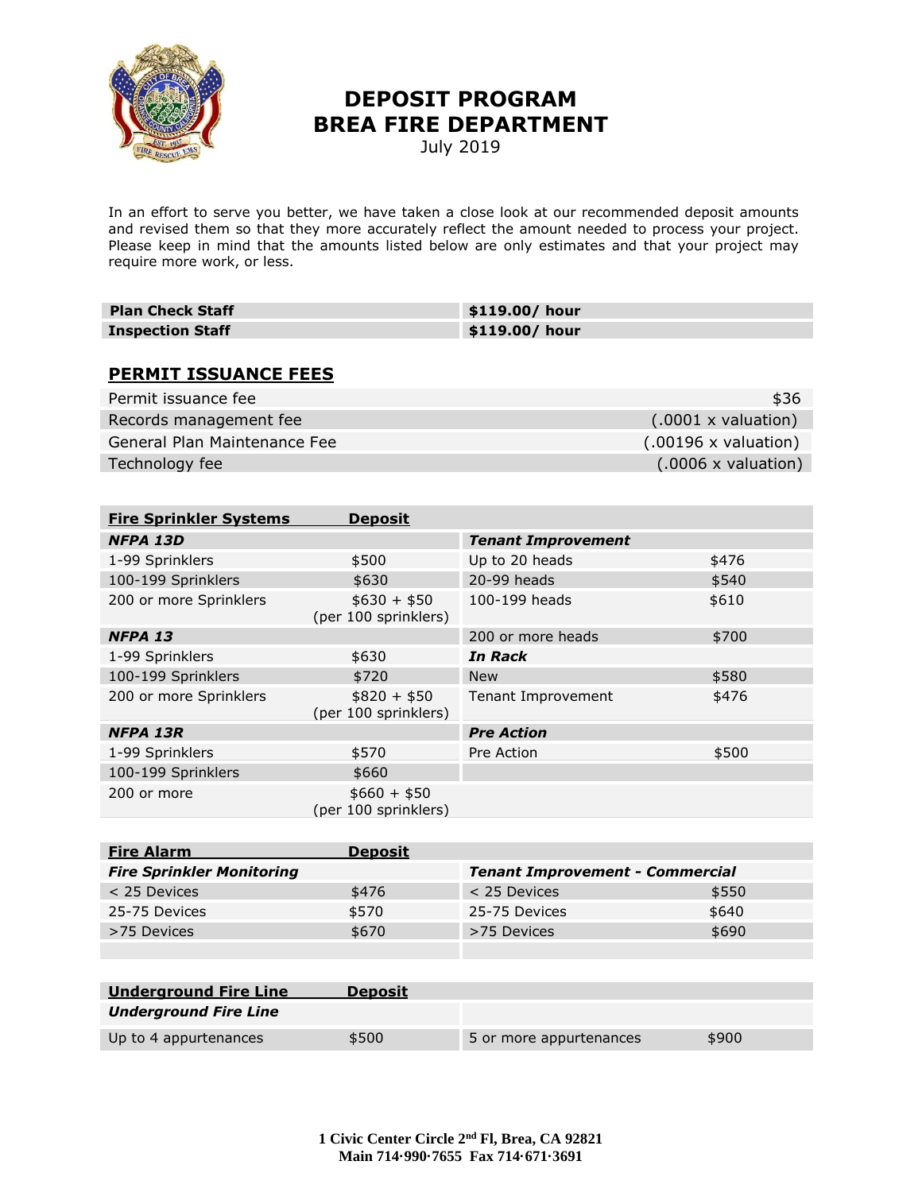# DEPOSIT PROGRAM
# BREA FIRE DEPARTMENT

July 2019

In an effort to serve you better, we have taken a close look at our recommended deposit amounts and revised them so that they more accurately reflect the amount needed to process your project. Please keep in mind that the amounts listed below are only estimates and that your project may require more work, or less.

| | |
|---|---|
| **Plan Check Staff** | **$119.00/ hour** |
| **Inspection Staff** | **$119.00/ hour** |

## PERMIT ISSUANCE FEES

| | |
|---|---|
| Permit issuance fee | $36 |
| Records management fee | (.0001 x valuation) |
| General Plan Maintenance Fee | (.00196 x valuation) |
| Technology fee | (.0006 x valuation) |

| **Fire Sprinkler Systems** | **Deposit** | | |
|---|---|---|---|
| ***NFPA 13D*** | | ***Tenant Improvement*** | |
| 1-99 Sprinklers | $500 | Up to 20 heads | $476 |
| 100-199 Sprinklers | $630 | 20-99 heads | $540 |
| 200 or more Sprinklers | $630 + $50 (per 100 sprinklers) | 100-199 heads | $610 |
| ***NFPA 13*** | | 200 or more heads | $700 |
| 1-99 Sprinklers | $630 | ***In Rack*** | |
| 100-199 Sprinklers | $720 | New | $580 |
| 200 or more Sprinklers | $820 + $50 (per 100 sprinklers) | Tenant Improvement | $476 |
| ***NFPA 13R*** | | ***Pre Action*** | |
| 1-99 Sprinklers | $570 | Pre Action | $500 |
| 100-199 Sprinklers | $660 | | |
| 200 or more | $660 + $50 (per 100 sprinklers) | | |

| **Fire Alarm** | **Deposit** | | |
|---|---|---|---|
| ***Fire Sprinkler Monitoring*** | | ***Tenant Improvement - Commercial*** | |
| < 25 Devices | $476 | < 25 Devices | $550 |
| 25-75 Devices | $570 | 25-75 Devices | $640 |
| >75 Devices | $670 | >75 Devices | $690 |

| **Underground Fire Line** | **Deposit** | | |
|---|---|---|---|
| ***Underground Fire Line*** | | | |
| Up to 4 appurtenances | $500 | 5 or more appurtenances | $900 |

**1 Civic Center Circle 2nd Fl, Brea, CA 92821**
**Main 714·990·7655 Fax 714·671·3691**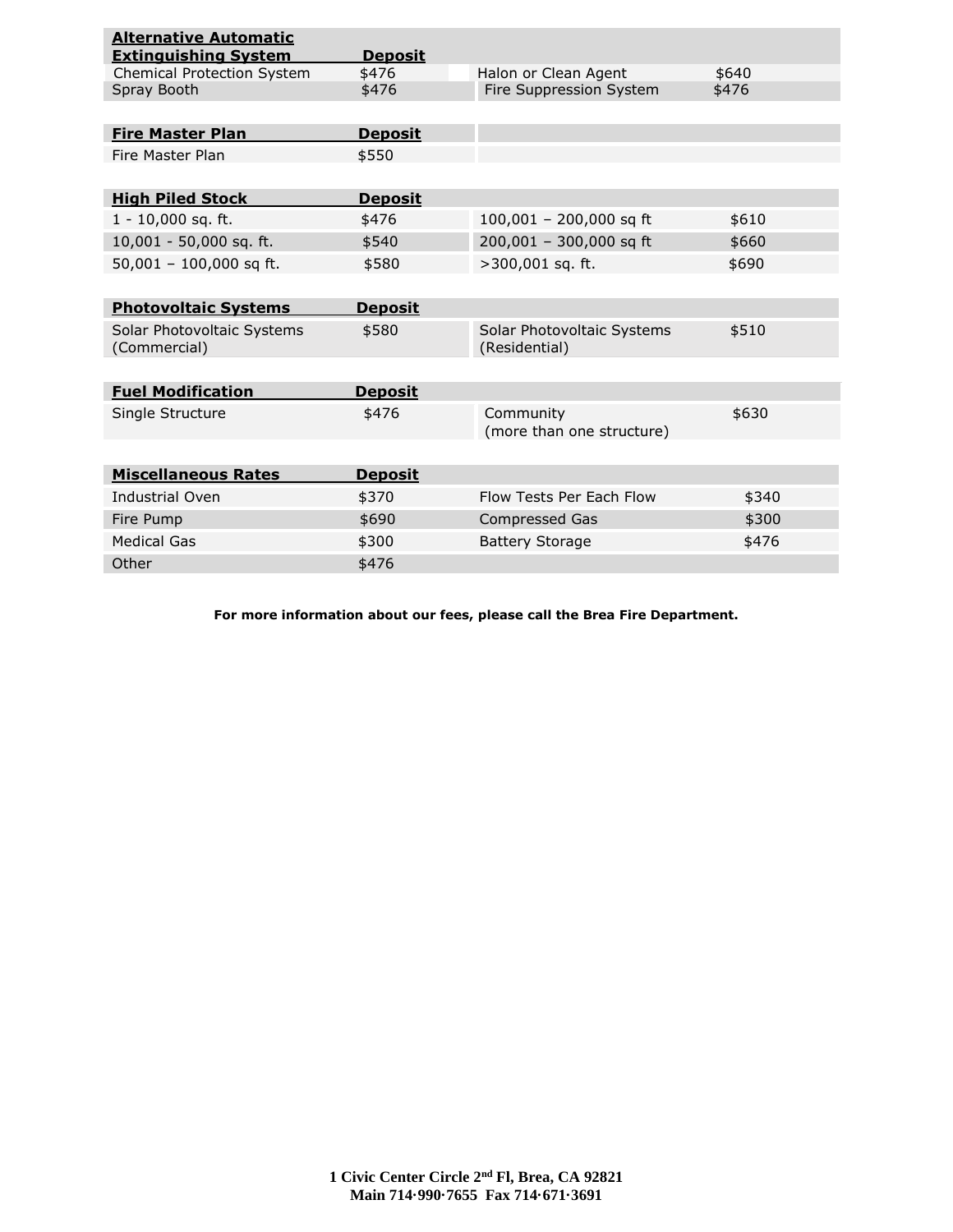| **Alternative Automatic Extinguishing System** | **Deposit** | | |
|---|---|---|---|
| Chemical Protection System | $476 | Halon or Clean Agent | $640 |
| Spray Booth | $476 | Fire Suppression System | $476 |

| **Fire Master Plan** | **Deposit** | | |
|---|---|---|---|
| Fire Master Plan | $550 | | |

| **High Piled Stock** | **Deposit** | | |
|---|---|---|---|
| 1 - 10,000 sq. ft. | $476 | 100,001 – 200,000 sq ft | $610 |
| 10,001 - 50,000 sq. ft. | $540 | 200,001 – 300,000 sq ft | $660 |
| 50,001 – 100,000 sq ft. | $580 | >300,001 sq. ft. | $690 |

| **Photovoltaic Systems** | **Deposit** | | |
|---|---|---|---|
| Solar Photovoltaic Systems (Commercial) | $580 | Solar Photovoltaic Systems (Residential) | $510 |

| **Fuel Modification** | **Deposit** | | |
|---|---|---|---|
| Single Structure | $476 | Community (more than one structure) | $630 |

| **Miscellaneous Rates** | **Deposit** | | |
|---|---|---|---|
| Industrial Oven | $370 | Flow Tests Per Each Flow | $340 |
| Fire Pump | $690 | Compressed Gas | $300 |
| Medical Gas | $300 | Battery Storage | $476 |
| Other | $476 | | |

**For more information about our fees, please call the Brea Fire Department.**

**1 Civic Center Circle 2nd Fl, Brea, CA 92821**
**Main 714·990·7655 Fax 714·671·3691**